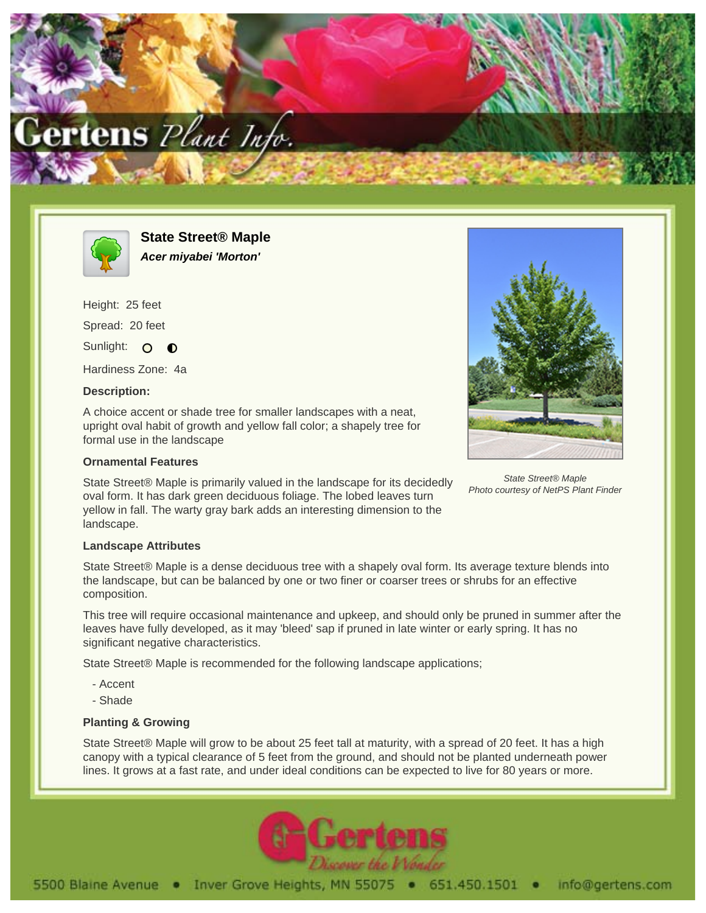## State Street® Maple

***Acer miyabei 'Morton'***

Height: 25 feet

Spread: 20 feet

Sunlight: ○ ◐

Hardiness Zone: 4a

### Description:

A choice accent or shade tree for smaller landscapes with a neat, upright oval habit of growth and yellow fall color; a shapely tree for formal use in the landscape

State Street® Maple
Photo courtesy of NetPS Plant Finder

### Ornamental Features

State Street® Maple is primarily valued in the landscape for its decidedly oval form. It has dark green deciduous foliage. The lobed leaves turn yellow in fall. The warty gray bark adds an interesting dimension to the landscape.

### Landscape Attributes

State Street® Maple is a dense deciduous tree with a shapely oval form. Its average texture blends into the landscape, but can be balanced by one or two finer or coarser trees or shrubs for an effective composition.

This tree will require occasional maintenance and upkeep, and should only be pruned in summer after the leaves have fully developed, as it may 'bleed' sap if pruned in late winter or early spring. It has no significant negative characteristics.

State Street® Maple is recommended for the following landscape applications;

- Accent
- Shade

### Planting & Growing

State Street® Maple will grow to be about 25 feet tall at maturity, with a spread of 20 feet. It has a high canopy with a typical clearance of 5 feet from the ground, and should not be planted underneath power lines. It grows at a fast rate, and under ideal conditions can be expected to live for 80 years or more.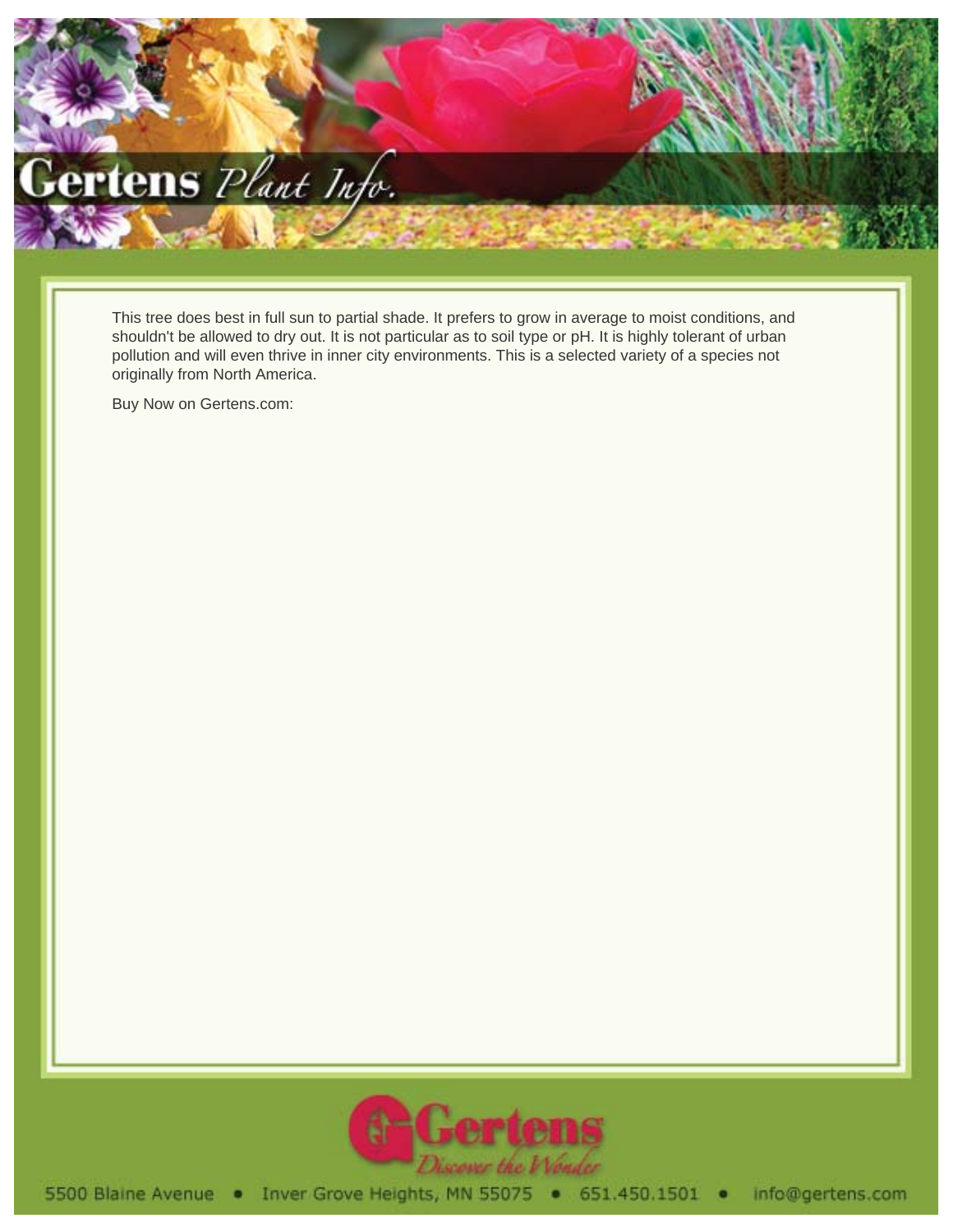This tree does best in full sun to partial shade. It prefers to grow in average to moist conditions, and shouldn't be allowed to dry out. It is not particular as to soil type or pH. It is highly tolerant of urban pollution and will even thrive in inner city environments. This is a selected variety of a species not originally from North America.

Buy Now on Gertens.com: